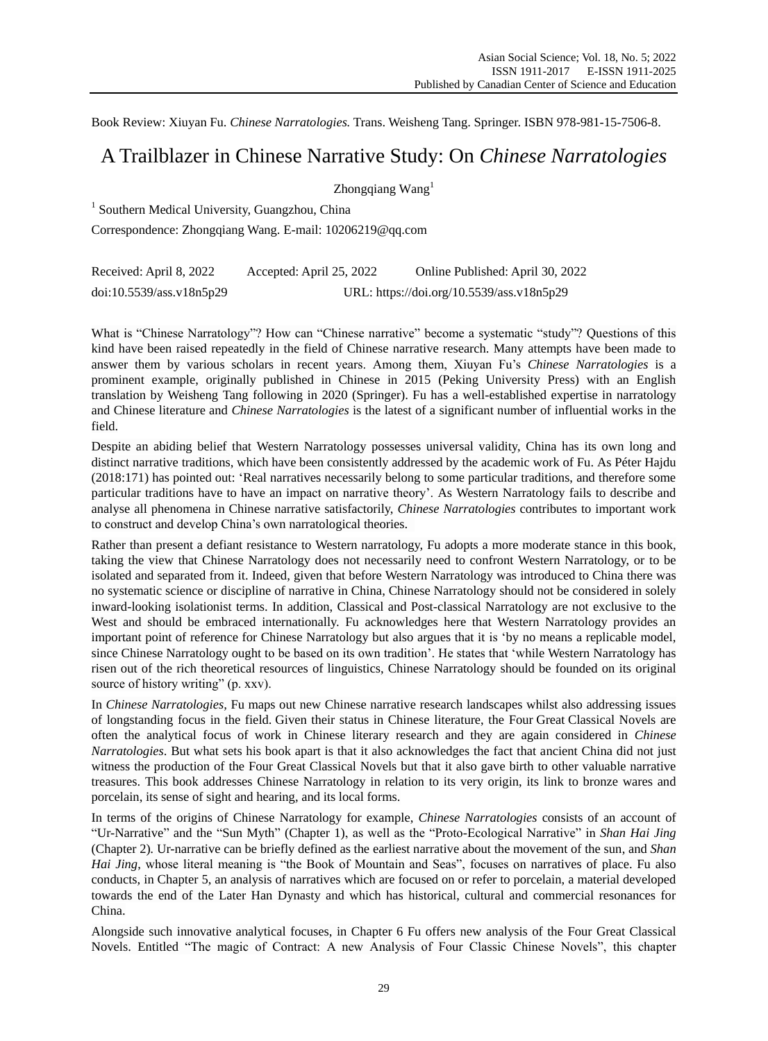Book Review: Xiuyan Fu. *Chinese Narratologies.* Trans. Weisheng Tang. Springer. ISBN 978-981-15-7506-8.

# A Trailblazer in Chinese Narrative Study: On *Chinese Narratologies*

Zhongqiang Wang[1]

[1] Southern Medical University, Guangzhou, China

Correspondence: Zhongqiang Wang. E-mail: 10206219@qq.com

Received: April 8, 2022　　Accepted: April 25, 2022　　Online Published: April 30, 2022

doi:10.5539/ass.v18n5p29　　URL: https://doi.org/10.5539/ass.v18n5p29

What is "Chinese Narratology"? How can "Chinese narrative" become a systematic "study"? Questions of this kind have been raised repeatedly in the field of Chinese narrative research. Many attempts have been made to answer them by various scholars in recent years. Among them, Xiuyan Fu's *Chinese Narratologies* is a prominent example, originally published in Chinese in 2015 (Peking University Press) with an English translation by Weisheng Tang following in 2020 (Springer). Fu has a well-established expertise in narratology and Chinese literature and *Chinese Narratologies* is the latest of a significant number of influential works in the field.

Despite an abiding belief that Western Narratology possesses universal validity, China has its own long and distinct narrative traditions, which have been consistently addressed by the academic work of Fu. As Péter Hajdu (2018:171) has pointed out: 'Real narratives necessarily belong to some particular traditions, and therefore some particular traditions have to have an impact on narrative theory'. As Western Narratology fails to describe and analyse all phenomena in Chinese narrative satisfactorily, *Chinese Narratologies* contributes to important work to construct and develop China's own narratological theories.

Rather than present a defiant resistance to Western narratology, Fu adopts a more moderate stance in this book, taking the view that Chinese Narratology does not necessarily need to confront Western Narratology, or to be isolated and separated from it. Indeed, given that before Western Narratology was introduced to China there was no systematic science or discipline of narrative in China, Chinese Narratology should not be considered in solely inward-looking isolationist terms. In addition, Classical and Post-classical Narratology are not exclusive to the West and should be embraced internationally. Fu acknowledges here that Western Narratology provides an important point of reference for Chinese Narratology but also argues that it is 'by no means a replicable model, since Chinese Narratology ought to be based on its own tradition'. He states that 'while Western Narratology has risen out of the rich theoretical resources of linguistics, Chinese Narratology should be founded on its original source of history writing" (p. xxv).

In *Chinese Narratologies,* Fu maps out new Chinese narrative research landscapes whilst also addressing issues of longstanding focus in the field. Given their status in Chinese literature, the Four Great Classical Novels are often the analytical focus of work in Chinese literary research and they are again considered in *Chinese Narratologies*. But what sets his book apart is that it also acknowledges the fact that ancient China did not just witness the production of the Four Great Classical Novels but that it also gave birth to other valuable narrative treasures. This book addresses Chinese Narratology in relation to its very origin, its link to bronze wares and porcelain, its sense of sight and hearing, and its local forms.

In terms of the origins of Chinese Narratology for example, *Chinese Narratologies* consists of an account of "Ur-Narrative" and the "Sun Myth" (Chapter 1), as well as the "Proto-Ecological Narrative" in *Shan Hai Jing* (Chapter 2). Ur-narrative can be briefly defined as the earliest narrative about the movement of the sun, and *Shan Hai Jing*, whose literal meaning is "the Book of Mountain and Seas", focuses on narratives of place. Fu also conducts, in Chapter 5, an analysis of narratives which are focused on or refer to porcelain, a material developed towards the end of the Later Han Dynasty and which has historical, cultural and commercial resonances for China.

Alongside such innovative analytical focuses, in Chapter 6 Fu offers new analysis of the Four Great Classical Novels. Entitled "The magic of Contract: A new Analysis of Four Classic Chinese Novels", this chapter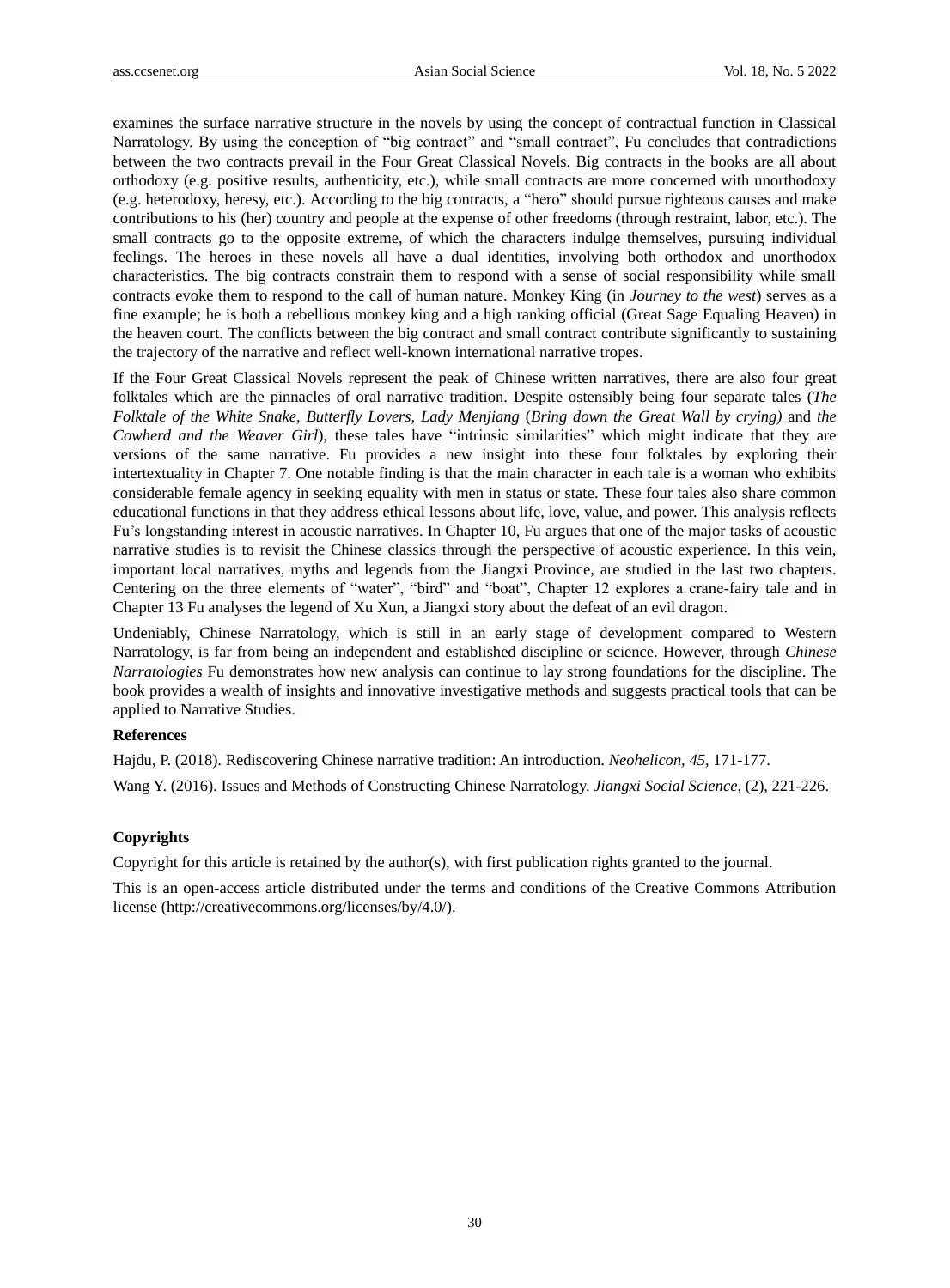examines the surface narrative structure in the novels by using the concept of contractual function in Classical Narratology. By using the conception of "big contract" and "small contract", Fu concludes that contradictions between the two contracts prevail in the Four Great Classical Novels. Big contracts in the books are all about orthodoxy (e.g. positive results, authenticity, etc.), while small contracts are more concerned with unorthodoxy (e.g. heterodoxy, heresy, etc.). According to the big contracts, a "hero" should pursue righteous causes and make contributions to his (her) country and people at the expense of other freedoms (through restraint, labor, etc.). The small contracts go to the opposite extreme, of which the characters indulge themselves, pursuing individual feelings. The heroes in these novels all have a dual identities, involving both orthodox and unorthodox characteristics. The big contracts constrain them to respond with a sense of social responsibility while small contracts evoke them to respond to the call of human nature. Monkey King (in *Journey to the west*) serves as a fine example; he is both a rebellious monkey king and a high ranking official (Great Sage Equaling Heaven) in the heaven court. The conflicts between the big contract and small contract contribute significantly to sustaining the trajectory of the narrative and reflect well-known international narrative tropes.

If the Four Great Classical Novels represent the peak of Chinese written narratives, there are also four great folktales which are the pinnacles of oral narrative tradition. Despite ostensibly being four separate tales (*The Folktale of the White Snake, Butterfly Lovers, Lady Menjiang* (*Bring down the Great Wall by crying)* and *the Cowherd and the Weaver Girl*), these tales have "intrinsic similarities" which might indicate that they are versions of the same narrative. Fu provides a new insight into these four folktales by exploring their intertextuality in Chapter 7. One notable finding is that the main character in each tale is a woman who exhibits considerable female agency in seeking equality with men in status or state. These four tales also share common educational functions in that they address ethical lessons about life, love, value, and power. This analysis reflects Fu's longstanding interest in acoustic narratives. In Chapter 10, Fu argues that one of the major tasks of acoustic narrative studies is to revisit the Chinese classics through the perspective of acoustic experience. In this vein, important local narratives, myths and legends from the Jiangxi Province, are studied in the last two chapters. Centering on the three elements of "water", "bird" and "boat", Chapter 12 explores a crane-fairy tale and in Chapter 13 Fu analyses the legend of Xu Xun, a Jiangxi story about the defeat of an evil dragon.

Undeniably, Chinese Narratology, which is still in an early stage of development compared to Western Narratology, is far from being an independent and established discipline or science. However, through *Chinese Narratologies* Fu demonstrates how new analysis can continue to lay strong foundations for the discipline. The book provides a wealth of insights and innovative investigative methods and suggests practical tools that can be applied to Narrative Studies.

**References**

Hajdu, P. (2018). Rediscovering Chinese narrative tradition: An introduction. *Neohelicon, 45*, 171-177.

Wang Y. (2016). Issues and Methods of Constructing Chinese Narratology. *Jiangxi Social Science*, (2), 221-226.

**Copyrights**

Copyright for this article is retained by the author(s), with first publication rights granted to the journal.

This is an open-access article distributed under the terms and conditions of the Creative Commons Attribution license (http://creativecommons.org/licenses/by/4.0/).